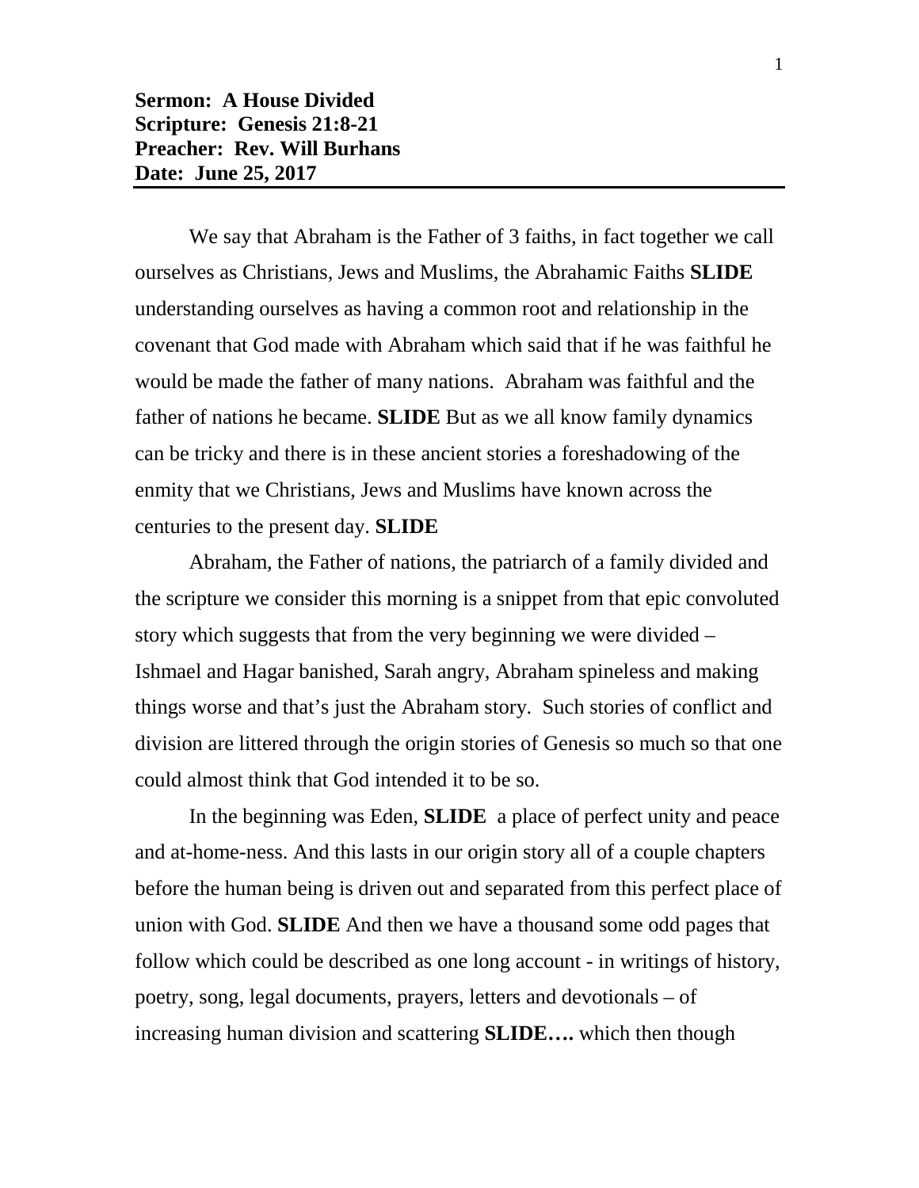**Sermon: A House Divided**
**Scripture: Genesis 21:8-21**
**Preacher: Rev. Will Burhans**
**Date: June 25, 2017**

---

We say that Abraham is the Father of 3 faiths, in fact together we call ourselves as Christians, Jews and Muslims, the Abrahamic Faiths **SLIDE** understanding ourselves as having a common root and relationship in the covenant that God made with Abraham which said that if he was faithful he would be made the father of many nations. Abraham was faithful and the father of nations he became. **SLIDE** But as we all know family dynamics can be tricky and there is in these ancient stories a foreshadowing of the enmity that we Christians, Jews and Muslims have known across the centuries to the present day. **SLIDE**

Abraham, the Father of nations, the patriarch of a family divided and the scripture we consider this morning is a snippet from that epic convoluted story which suggests that from the very beginning we were divided – Ishmael and Hagar banished, Sarah angry, Abraham spineless and making things worse and that's just the Abraham story. Such stories of conflict and division are littered through the origin stories of Genesis so much so that one could almost think that God intended it to be so.

In the beginning was Eden, **SLIDE** a place of perfect unity and peace and at-home-ness. And this lasts in our origin story all of a couple chapters before the human being is driven out and separated from this perfect place of union with God. **SLIDE** And then we have a thousand some odd pages that follow which could be described as one long account - in writings of history, poetry, song, legal documents, prayers, letters and devotionals – of increasing human division and scattering **SLIDE….** which then though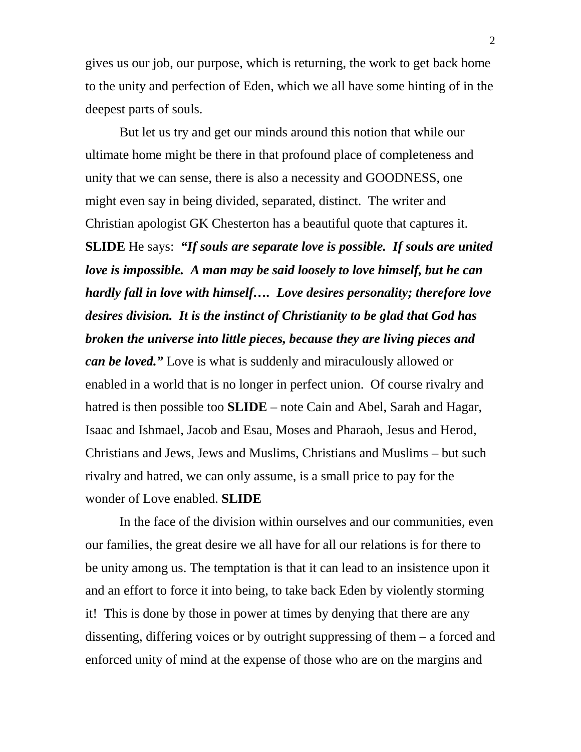gives us our job, our purpose, which is returning, the work to get back home to the unity and perfection of Eden, which we all have some hinting of in the deepest parts of souls.

But let us try and get our minds around this notion that while our ultimate home might be there in that profound place of completeness and unity that we can sense, there is also a necessity and GOODNESS, one might even say in being divided, separated, distinct. The writer and Christian apologist GK Chesterton has a beautiful quote that captures it. **SLIDE** He says: ***"If souls are separate love is possible. If souls are united love is impossible. A man may be said loosely to love himself, but he can hardly fall in love with himself…. Love desires personality; therefore love desires division. It is the instinct of Christianity to be glad that God has broken the universe into little pieces, because they are living pieces and can be loved."*** Love is what is suddenly and miraculously allowed or enabled in a world that is no longer in perfect union. Of course rivalry and hatred is then possible too **SLIDE** – note Cain and Abel, Sarah and Hagar, Isaac and Ishmael, Jacob and Esau, Moses and Pharaoh, Jesus and Herod, Christians and Jews, Jews and Muslims, Christians and Muslims – but such rivalry and hatred, we can only assume, is a small price to pay for the wonder of Love enabled. **SLIDE**

In the face of the division within ourselves and our communities, even our families, the great desire we all have for all our relations is for there to be unity among us. The temptation is that it can lead to an insistence upon it and an effort to force it into being, to take back Eden by violently storming it! This is done by those in power at times by denying that there are any dissenting, differing voices or by outright suppressing of them – a forced and enforced unity of mind at the expense of those who are on the margins and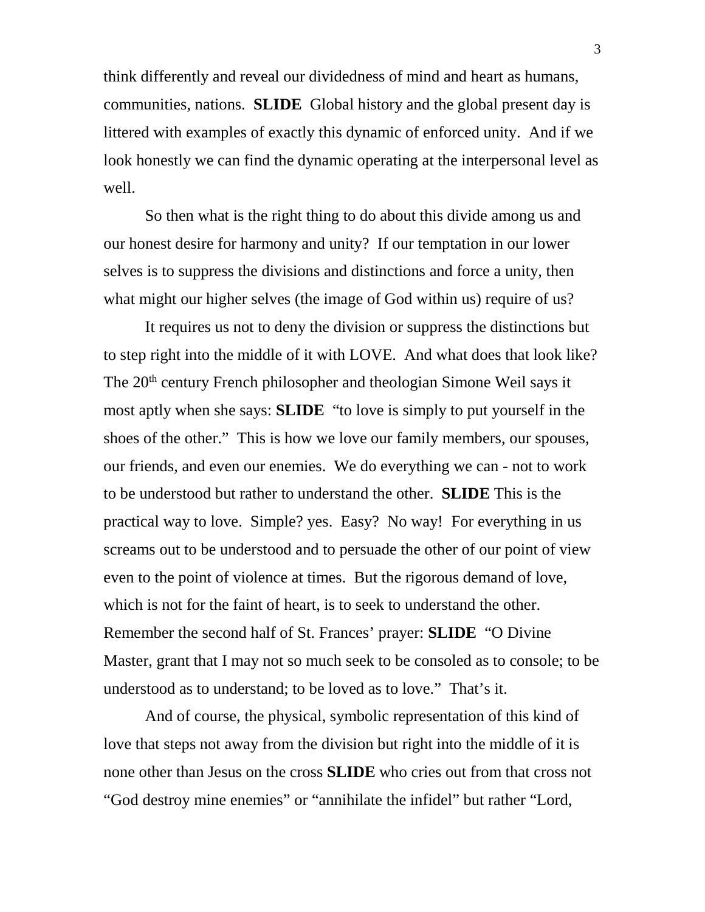think differently and reveal our dividedness of mind and heart as humans, communities, nations. **SLIDE** Global history and the global present day is littered with examples of exactly this dynamic of enforced unity. And if we look honestly we can find the dynamic operating at the interpersonal level as well.

So then what is the right thing to do about this divide among us and our honest desire for harmony and unity? If our temptation in our lower selves is to suppress the divisions and distinctions and force a unity, then what might our higher selves (the image of God within us) require of us?

It requires us not to deny the division or suppress the distinctions but to step right into the middle of it with LOVE. And what does that look like? The 20th century French philosopher and theologian Simone Weil says it most aptly when she says: **SLIDE** "to love is simply to put yourself in the shoes of the other." This is how we love our family members, our spouses, our friends, and even our enemies. We do everything we can - not to work to be understood but rather to understand the other. **SLIDE** This is the practical way to love. Simple? yes. Easy? No way! For everything in us screams out to be understood and to persuade the other of our point of view even to the point of violence at times. But the rigorous demand of love, which is not for the faint of heart, is to seek to understand the other. Remember the second half of St. Frances' prayer: **SLIDE** "O Divine Master, grant that I may not so much seek to be consoled as to console; to be understood as to understand; to be loved as to love." That's it.

And of course, the physical, symbolic representation of this kind of love that steps not away from the division but right into the middle of it is none other than Jesus on the cross **SLIDE** who cries out from that cross not "God destroy mine enemies" or "annihilate the infidel" but rather "Lord,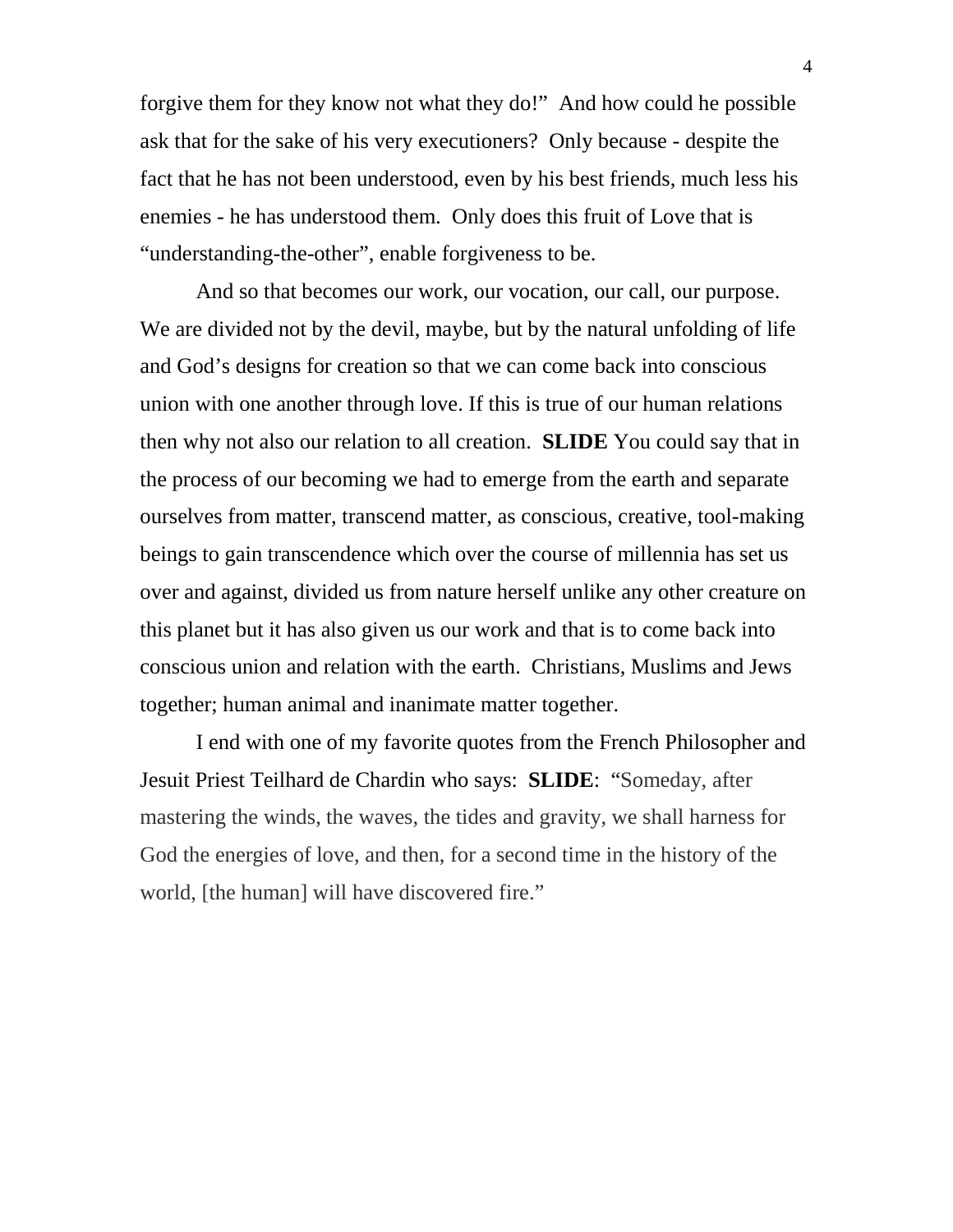forgive them for they know not what they do!" And how could he possible ask that for the sake of his very executioners? Only because - despite the fact that he has not been understood, even by his best friends, much less his enemies - he has understood them. Only does this fruit of Love that is "understanding-the-other", enable forgiveness to be.

And so that becomes our work, our vocation, our call, our purpose. We are divided not by the devil, maybe, but by the natural unfolding of life and God's designs for creation so that we can come back into conscious union with one another through love. If this is true of our human relations then why not also our relation to all creation. **SLIDE** You could say that in the process of our becoming we had to emerge from the earth and separate ourselves from matter, transcend matter, as conscious, creative, tool-making beings to gain transcendence which over the course of millennia has set us over and against, divided us from nature herself unlike any other creature on this planet but it has also given us our work and that is to come back into conscious union and relation with the earth. Christians, Muslims and Jews together; human animal and inanimate matter together.

I end with one of my favorite quotes from the French Philosopher and Jesuit Priest Teilhard de Chardin who says: **SLIDE**: "Someday, after mastering the winds, the waves, the tides and gravity, we shall harness for God the energies of love, and then, for a second time in the history of the world, [the human] will have discovered fire."